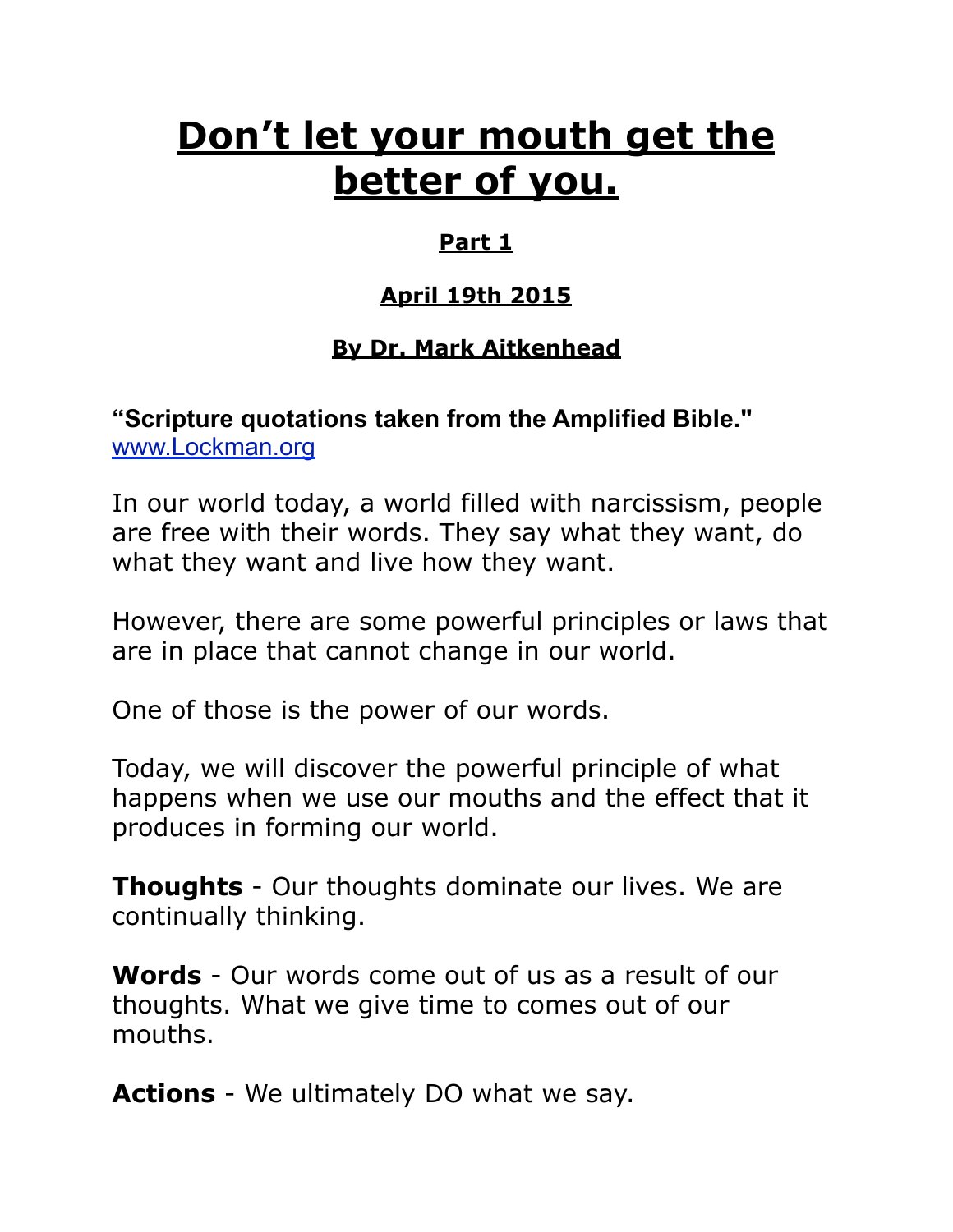# Don't let your mouth get the better of you.

**Part 1**

**April 19th 2015**

**By Dr. Mark Aitkenhead**

**"Scripture quotations taken from the Amplified Bible."**
[www.Lockman.org](http://www.Lockman.org)

In our world today, a world filled with narcissism, people are free with their words. They say what they want, do what they want and live how they want.

However, there are some powerful principles or laws that are in place that cannot change in our world.

One of those is the power of our words.

Today, we will discover the powerful principle of what happens when we use our mouths and the effect that it produces in forming our world.

**Thoughts** - Our thoughts dominate our lives. We are continually thinking.

**Words** - Our words come out of us as a result of our thoughts. What we give time to comes out of our mouths.

**Actions** - We ultimately DO what we say.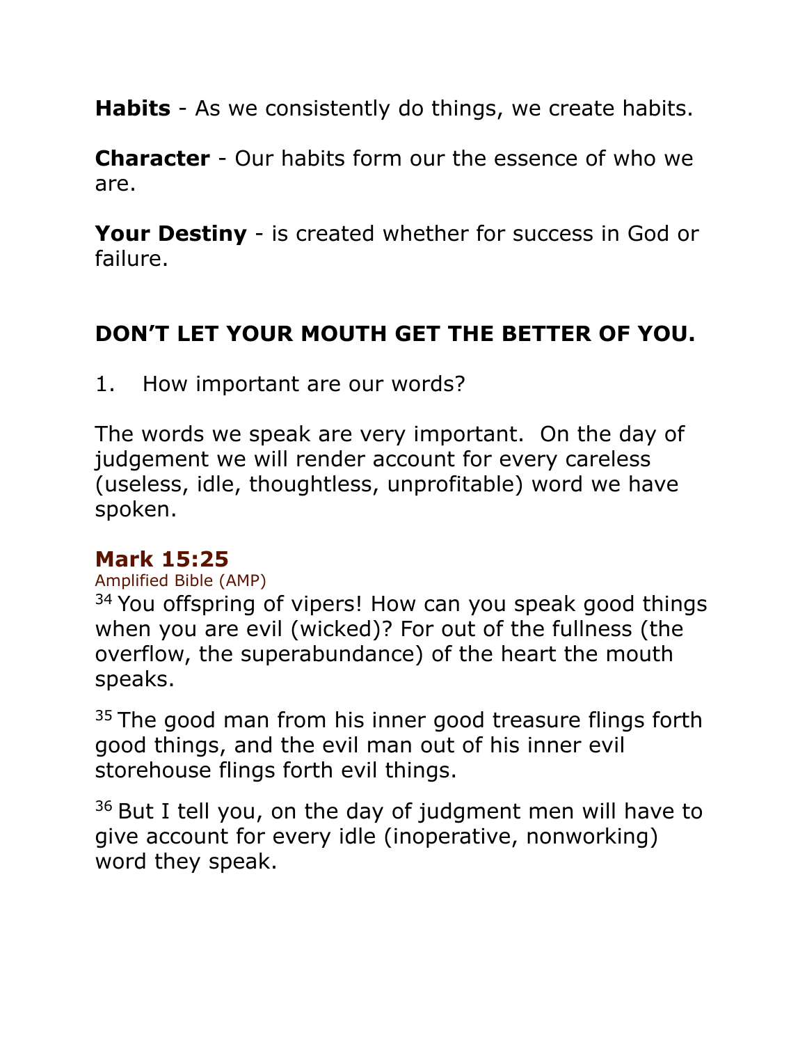**Habits** - As we consistently do things, we create habits.

**Character** - Our habits form our the essence of who we are.

**Your Destiny** - is created whether for success in God or failure.

## DON’T LET YOUR MOUTH GET THE BETTER OF YOU.

1. How important are our words?

The words we speak are very important. On the day of judgement we will render account for every careless (useless, idle, thoughtless, unprofitable) word we have spoken.

### Mark 15:25

Amplified Bible (AMP)

[34] You offspring of vipers! How can you speak good things when you are evil (wicked)? For out of the fullness (the overflow, the superabundance) of the heart the mouth speaks.

[35] The good man from his inner good treasure flings forth good things, and the evil man out of his inner evil storehouse flings forth evil things.

[36] But I tell you, on the day of judgment men will have to give account for every idle (inoperative, nonworking) word they speak.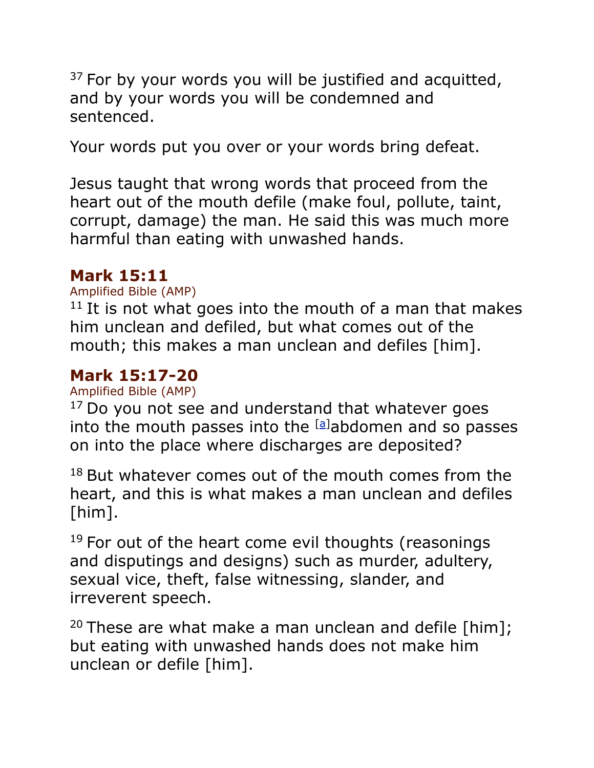[37] For by your words you will be justified and acquitted, and by your words you will be condemned and sentenced.

Your words put you over or your words bring defeat.

Jesus taught that wrong words that proceed from the heart out of the mouth defile (make foul, pollute, taint, corrupt, damage) the man. He said this was much more harmful than eating with unwashed hands.

### Mark 15:11

Amplified Bible (AMP)

[11] It is not what goes into the mouth of a man that makes him unclean and defiled, but what comes out of the mouth; this makes a man unclean and defiles [him].

### Mark 15:17-20

Amplified Bible (AMP)

[17] Do you not see and understand that whatever goes into the mouth passes into the [a]abdomen and so passes on into the place where discharges are deposited?

[18] But whatever comes out of the mouth comes from the heart, and this is what makes a man unclean and defiles [him].

[19] For out of the heart come evil thoughts (reasonings and disputings and designs) such as murder, adultery, sexual vice, theft, false witnessing, slander, and irreverent speech.

[20] These are what make a man unclean and defile [him]; but eating with unwashed hands does not make him unclean or defile [him].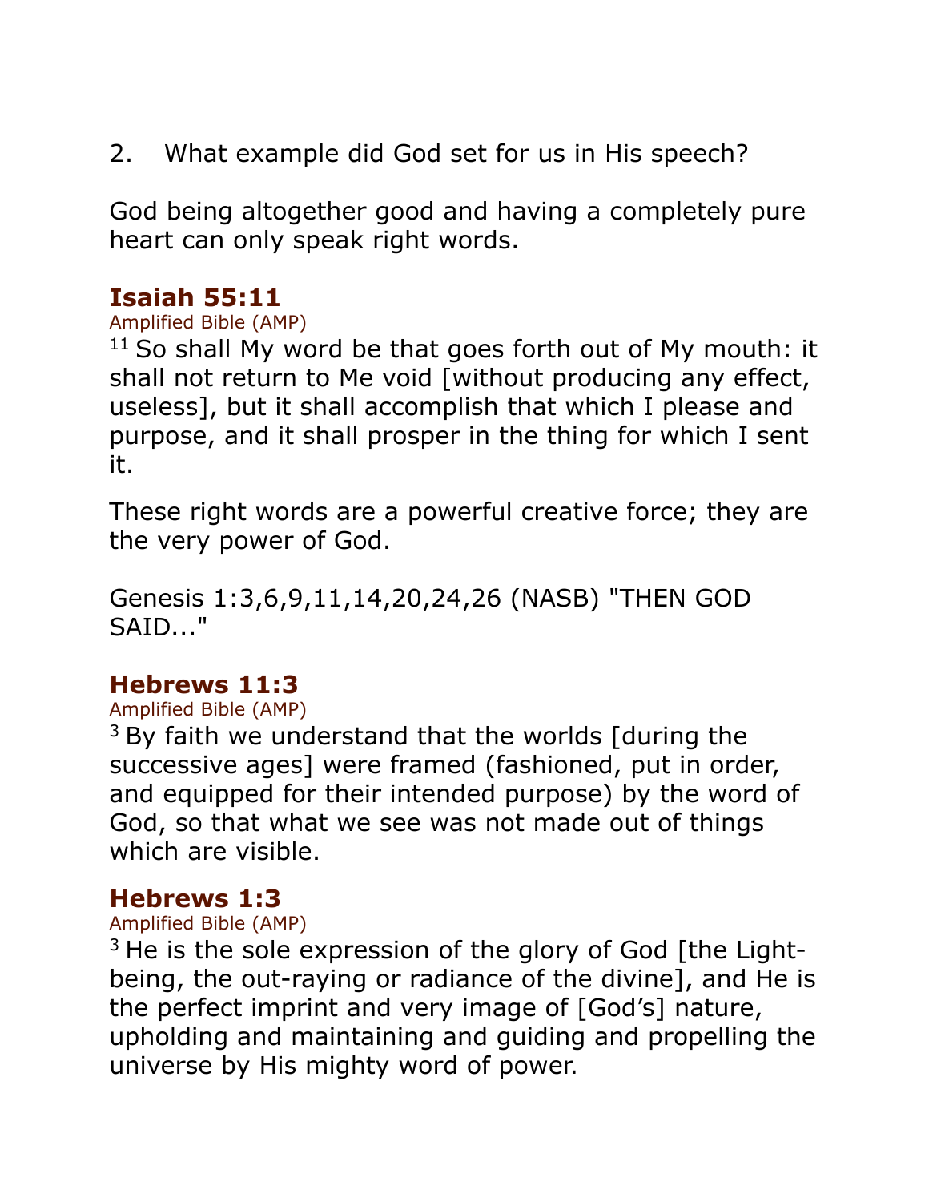2. What example did God set for us in His speech?

God being altogether good and having a completely pure heart can only speak right words.

### Isaiah 55:11

Amplified Bible (AMP)

[11] So shall My word be that goes forth out of My mouth: it shall not return to Me void [without producing any effect, useless], but it shall accomplish that which I please and purpose, and it shall prosper in the thing for which I sent it.

These right words are a powerful creative force; they are the very power of God.

Genesis 1:3,6,9,11,14,20,24,26 (NASB) "THEN GOD SAID..."

### Hebrews 11:3

Amplified Bible (AMP)

[3] By faith we understand that the worlds [during the successive ages] were framed (fashioned, put in order, and equipped for their intended purpose) by the word of God, so that what we see was not made out of things which are visible.

### Hebrews 1:3

Amplified Bible (AMP)

[3] He is the sole expression of the glory of God [the Light-being, the out-raying or radiance of the divine], and He is the perfect imprint and very image of [God's] nature, upholding and maintaining and guiding and propelling the universe by His mighty word of power.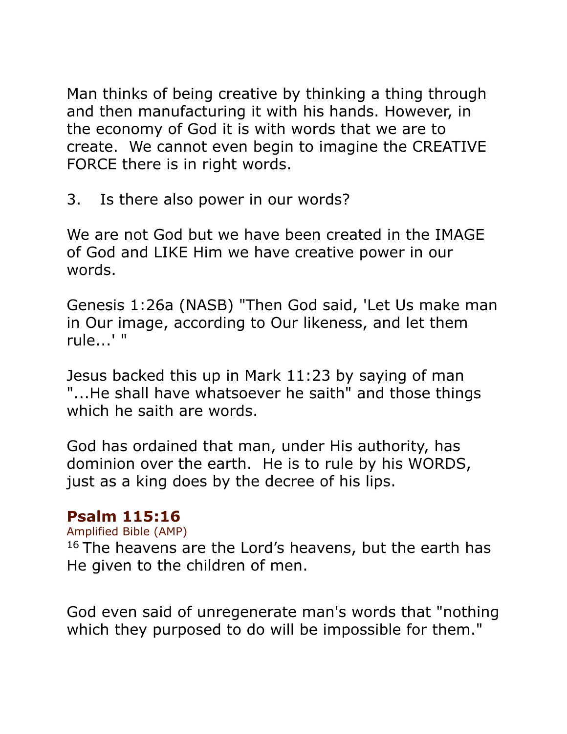Man thinks of being creative by thinking a thing through and then manufacturing it with his hands. However, in the economy of God it is with words that we are to create.  We cannot even begin to imagine the CREATIVE FORCE there is in right words.

3.  Is there also power in our words?

We are not God but we have been created in the IMAGE of God and LIKE Him we have creative power in our words.

Genesis 1:26a (NASB) "Then God said, 'Let Us make man in Our image, according to Our likeness, and let them rule...' "

Jesus backed this up in Mark 11:23 by saying of man "...He shall have whatsoever he saith" and those things which he saith are words.

God has ordained that man, under His authority, has dominion over the earth.  He is to rule by his WORDS, just as a king does by the decree of his lips.

**Psalm 115:16**
Amplified Bible (AMP)
16 The heavens are the Lord's heavens, but the earth has He given to the children of men.

God even said of unregenerate man's words that "nothing which they purposed to do will be impossible for them."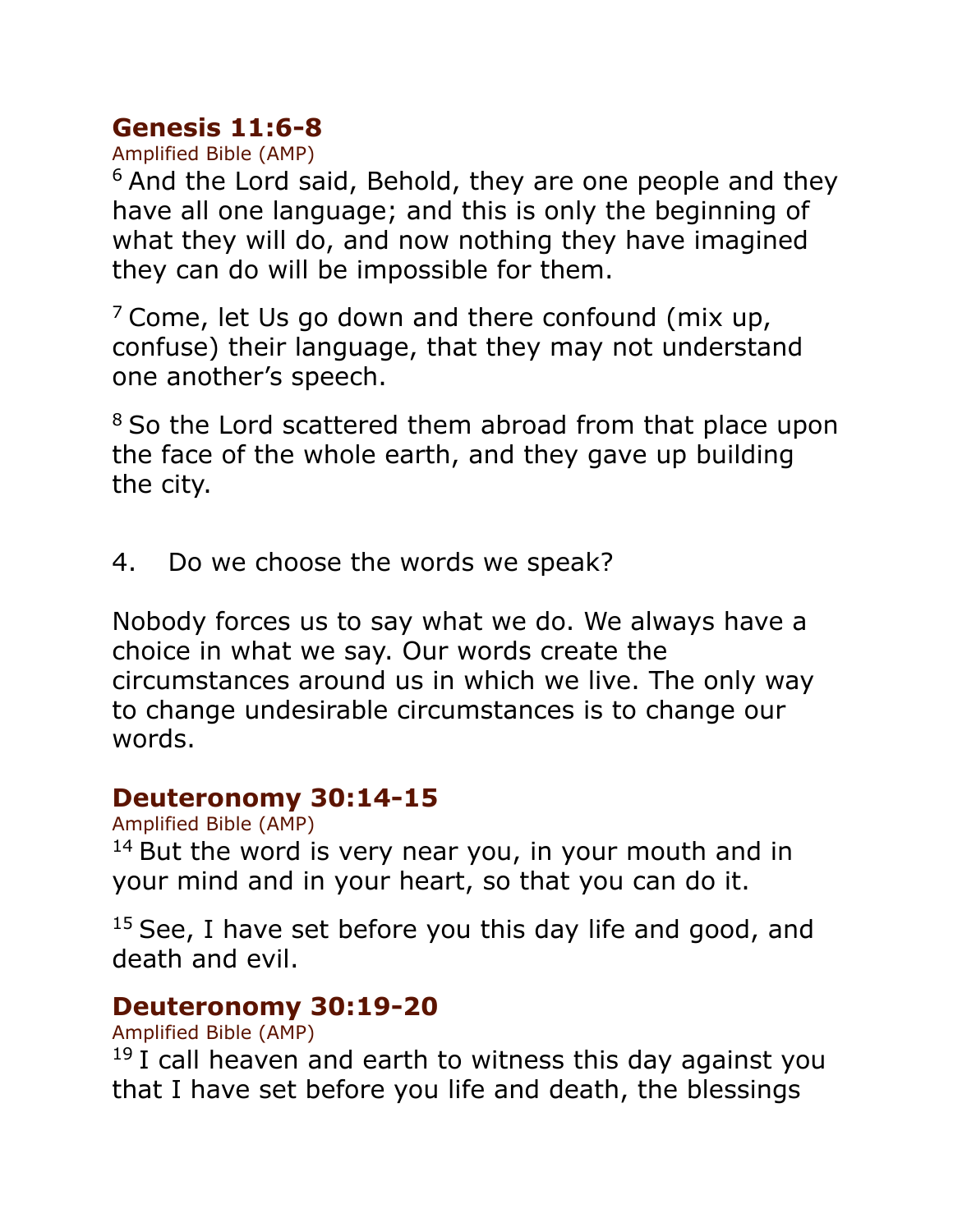## Genesis 11:6-8

Amplified Bible (AMP)

[6] And the Lord said, Behold, they are one people and they have all one language; and this is only the beginning of what they will do, and now nothing they have imagined they can do will be impossible for them.

[7] Come, let Us go down and there confound (mix up, confuse) their language, that they may not understand one another's speech.

[8] So the Lord scattered them abroad from that place upon the face of the whole earth, and they gave up building the city.

4. Do we choose the words we speak?

Nobody forces us to say what we do. We always have a choice in what we say. Our words create the circumstances around us in which we live. The only way to change undesirable circumstances is to change our words.

## Deuteronomy 30:14-15

Amplified Bible (AMP)

[14] But the word is very near you, in your mouth and in your mind and in your heart, so that you can do it.

[15] See, I have set before you this day life and good, and death and evil.

## Deuteronomy 30:19-20

Amplified Bible (AMP)

[19] I call heaven and earth to witness this day against you that I have set before you life and death, the blessings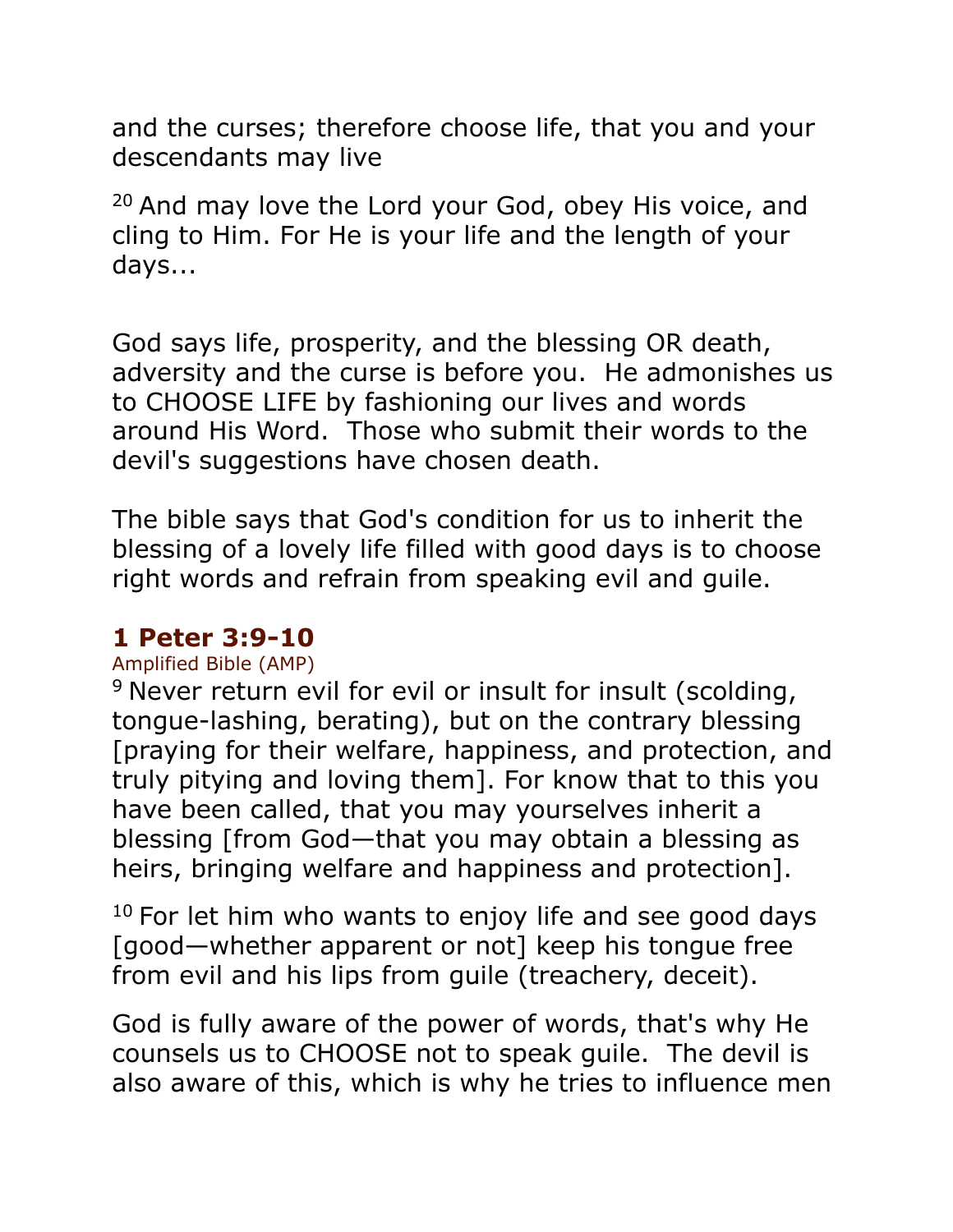and the curses; therefore choose life, that you and your descendants may live

[20] And may love the Lord your God, obey His voice, and cling to Him. For He is your life and the length of your days...

God says life, prosperity, and the blessing OR death, adversity and the curse is before you. He admonishes us to CHOOSE LIFE by fashioning our lives and words around His Word. Those who submit their words to the devil's suggestions have chosen death.

The bible says that God's condition for us to inherit the blessing of a lovely life filled with good days is to choose right words and refrain from speaking evil and guile.

### 1 Peter 3:9-10

Amplified Bible (AMP)

[9] Never return evil for evil or insult for insult (scolding, tongue-lashing, berating), but on the contrary blessing [praying for their welfare, happiness, and protection, and truly pitying and loving them]. For know that to this you have been called, that you may yourselves inherit a blessing [from God—that you may obtain a blessing as heirs, bringing welfare and happiness and protection].

[10] For let him who wants to enjoy life and see good days [good—whether apparent or not] keep his tongue free from evil and his lips from guile (treachery, deceit).

God is fully aware of the power of words, that's why He counsels us to CHOOSE not to speak guile. The devil is also aware of this, which is why he tries to influence men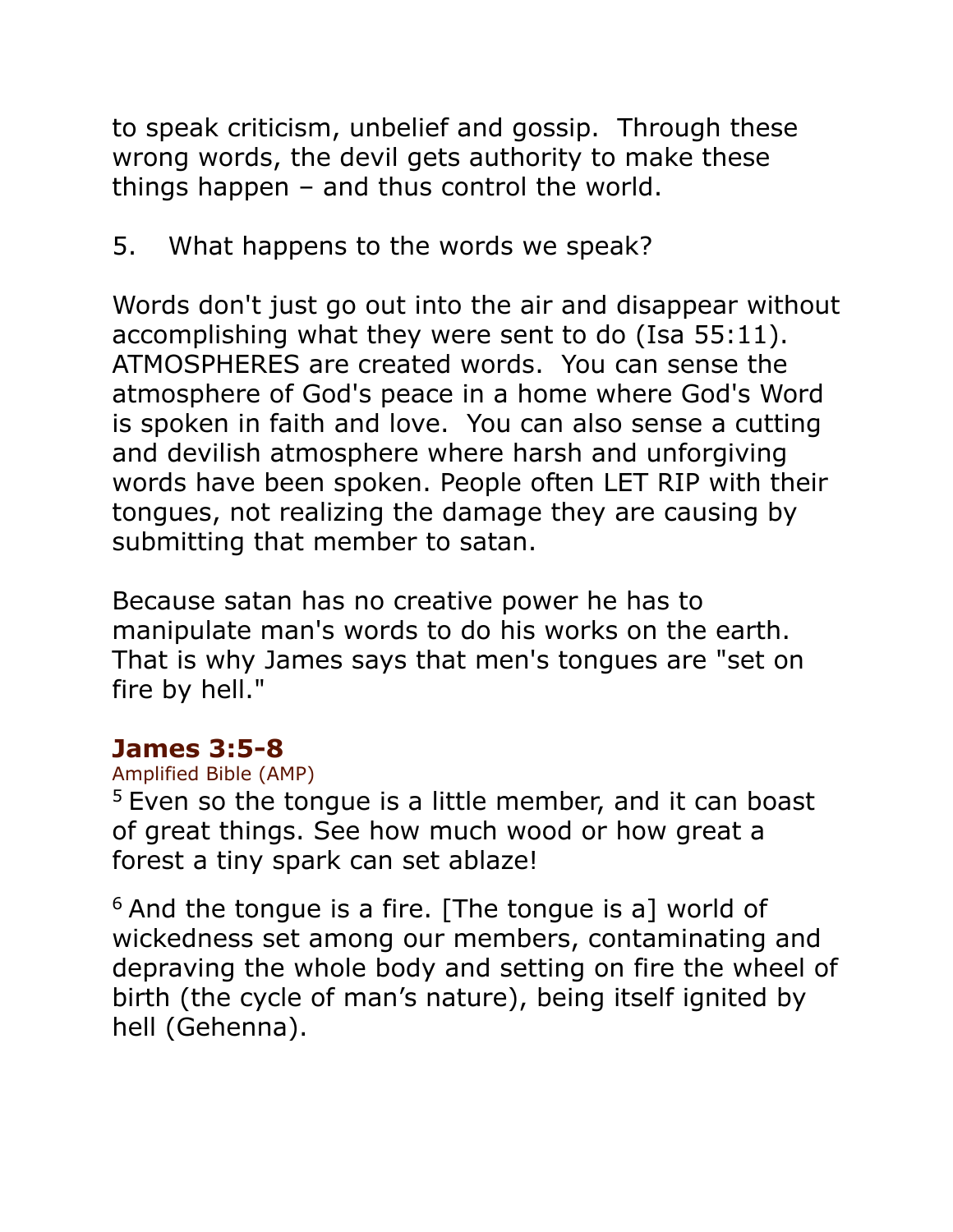to speak criticism, unbelief and gossip.  Through these wrong words, the devil gets authority to make these things happen – and thus control the world.

5.   What happens to the words we speak?

Words don't just go out into the air and disappear without accomplishing what they were sent to do (Isa 55:11). ATMOSPHERES are created words.  You can sense the atmosphere of God's peace in a home where God's Word is spoken in faith and love.  You can also sense a cutting and devilish atmosphere where harsh and unforgiving words have been spoken. People often LET RIP with their tongues, not realizing the damage they are causing by submitting that member to satan.

Because satan has no creative power he has to manipulate man's words to do his works on the earth. That is why James says that men's tongues are "set on fire by hell."

### James 3:5-8

Amplified Bible (AMP)

[5] Even so the tongue is a little member, and it can boast of great things. See how much wood or how great a forest a tiny spark can set ablaze!

[6] And the tongue is a fire. [The tongue is a] world of wickedness set among our members, contaminating and depraving the whole body and setting on fire the wheel of birth (the cycle of man's nature), being itself ignited by hell (Gehenna).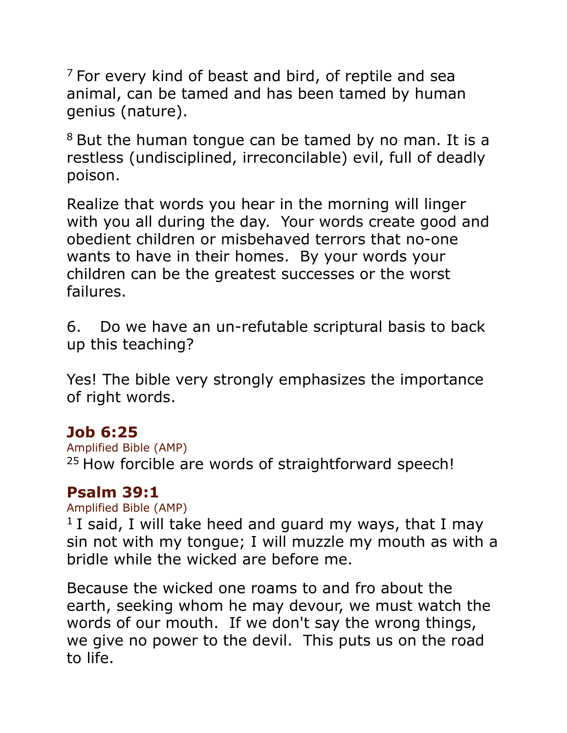[7] For every kind of beast and bird, of reptile and sea animal, can be tamed and has been tamed by human genius (nature).

[8] But the human tongue can be tamed by no man. It is a restless (undisciplined, irreconcilable) evil, full of deadly poison.

Realize that words you hear in the morning will linger with you all during the day. Your words create good and obedient children or misbehaved terrors that no-one wants to have in their homes. By your words your children can be the greatest successes or the worst failures.

6. Do we have an un-refutable scriptural basis to back up this teaching?

Yes! The bible very strongly emphasizes the importance of right words.

### Job 6:25

Amplified Bible (AMP)

[25] How forcible are words of straightforward speech!

### Psalm 39:1

Amplified Bible (AMP)

[1] I said, I will take heed and guard my ways, that I may sin not with my tongue; I will muzzle my mouth as with a bridle while the wicked are before me.

Because the wicked one roams to and fro about the earth, seeking whom he may devour, we must watch the words of our mouth. If we don't say the wrong things, we give no power to the devil. This puts us on the road to life.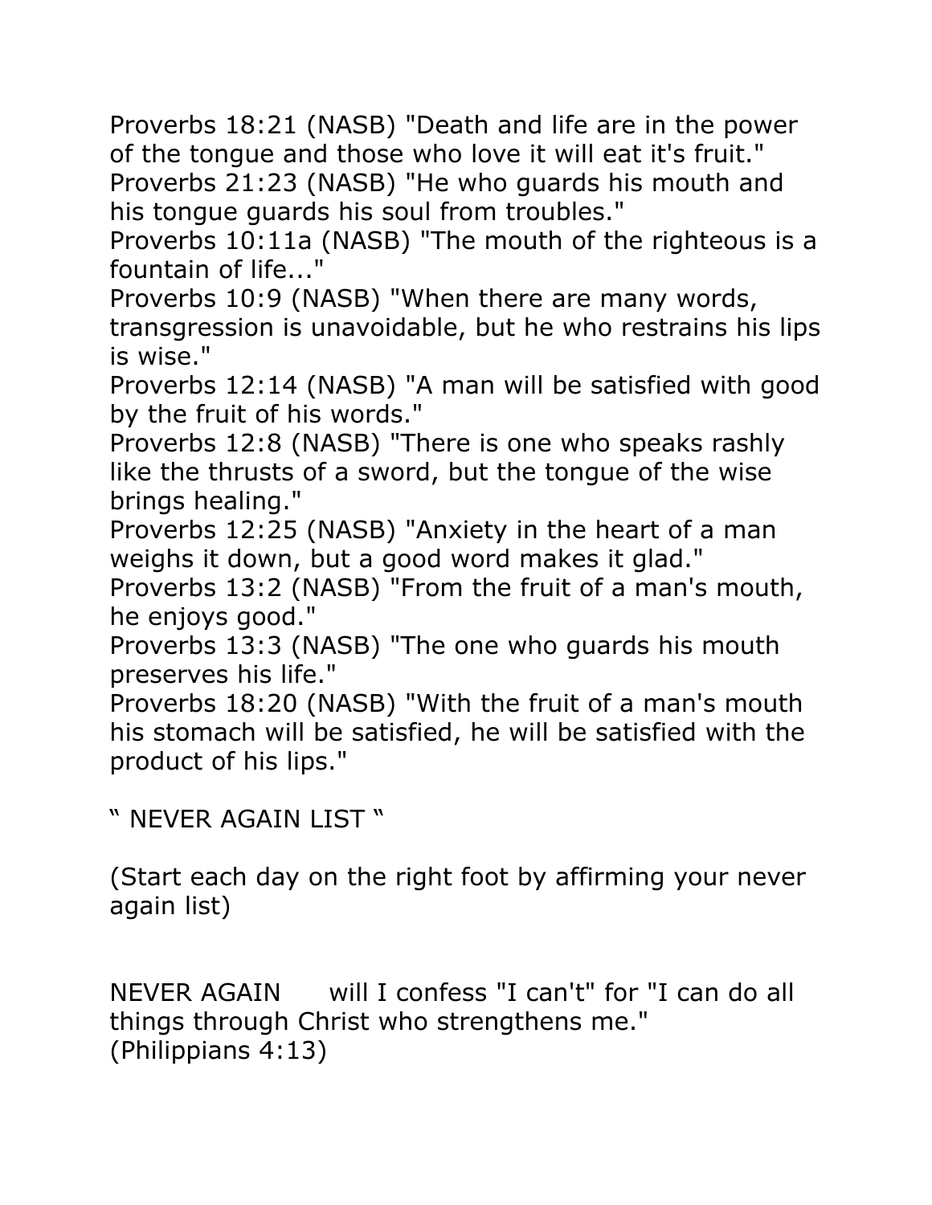Proverbs 18:21 (NASB) "Death and life are in the power of the tongue and those who love it will eat it's fruit."
Proverbs 21:23 (NASB) "He who guards his mouth and his tongue guards his soul from troubles."
Proverbs 10:11a (NASB) "The mouth of the righteous is a fountain of life..."
Proverbs 10:9 (NASB) "When there are many words, transgression is unavoidable, but he who restrains his lips is wise."
Proverbs 12:14 (NASB) "A man will be satisfied with good by the fruit of his words."
Proverbs 12:8 (NASB) "There is one who speaks rashly like the thrusts of a sword, but the tongue of the wise brings healing."
Proverbs 12:25 (NASB) "Anxiety in the heart of a man weighs it down, but a good word makes it glad."
Proverbs 13:2 (NASB) "From the fruit of a man's mouth, he enjoys good."
Proverbs 13:3 (NASB) "The one who guards his mouth preserves his life."
Proverbs 18:20 (NASB) "With the fruit of a man's mouth his stomach will be satisfied, he will be satisfied with the product of his lips."

" NEVER AGAIN LIST "

(Start each day on the right foot by affirming your never again list)

NEVER AGAIN will I confess "I can't" for "I can do all things through Christ who strengthens me." (Philippians 4:13)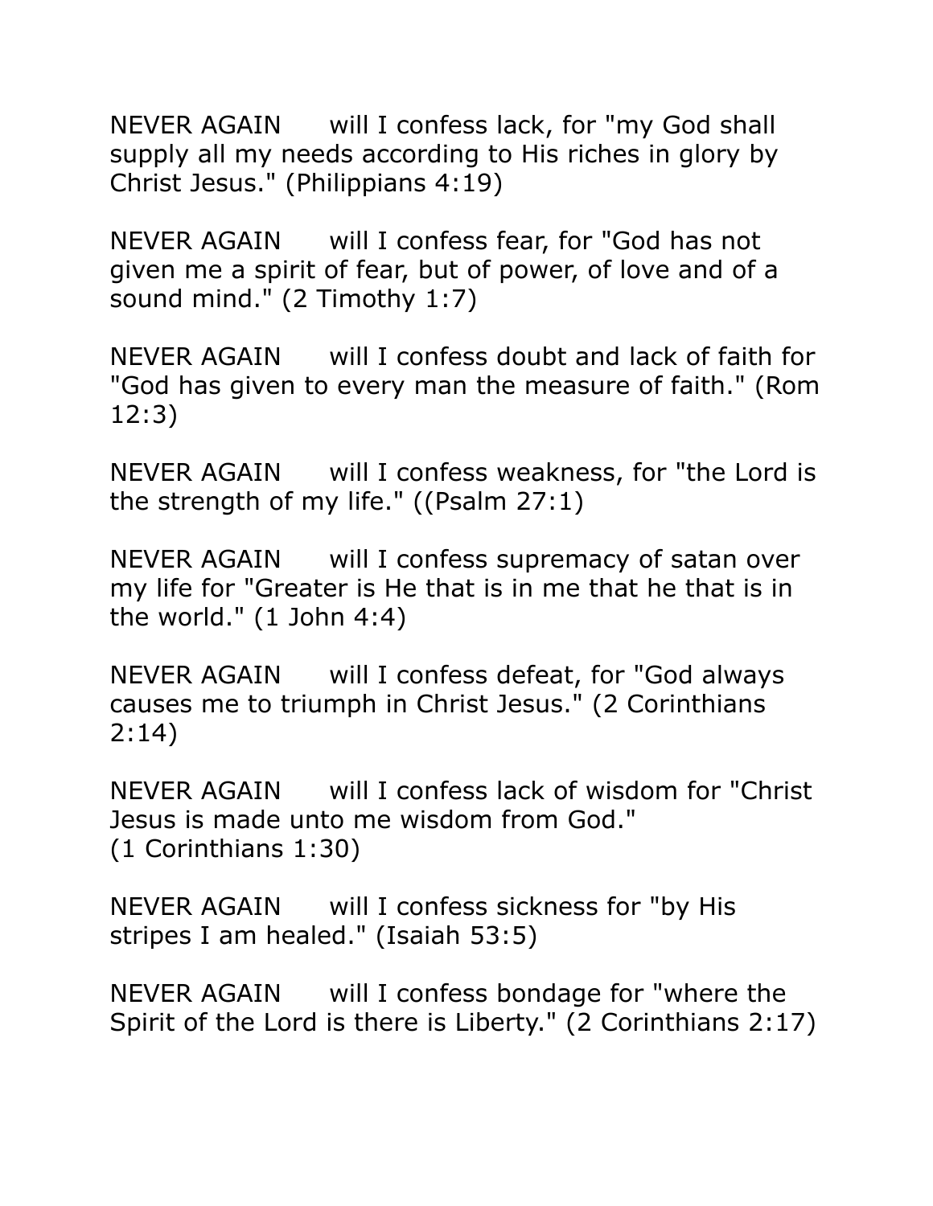NEVER AGAIN will I confess lack, for "my God shall supply all my needs according to His riches in glory by Christ Jesus." (Philippians 4:19)

NEVER AGAIN will I confess fear, for "God has not given me a spirit of fear, but of power, of love and of a sound mind." (2 Timothy 1:7)

NEVER AGAIN will I confess doubt and lack of faith for "God has given to every man the measure of faith." (Rom 12:3)

NEVER AGAIN will I confess weakness, for "the Lord is the strength of my life." ((Psalm 27:1)

NEVER AGAIN will I confess supremacy of satan over my life for "Greater is He that is in me that he that is in the world." (1 John 4:4)

NEVER AGAIN will I confess defeat, for "God always causes me to triumph in Christ Jesus." (2 Corinthians 2:14)

NEVER AGAIN will I confess lack of wisdom for "Christ Jesus is made unto me wisdom from God."
(1 Corinthians 1:30)

NEVER AGAIN will I confess sickness for "by His stripes I am healed." (Isaiah 53:5)

NEVER AGAIN will I confess bondage for "where the Spirit of the Lord is there is Liberty." (2 Corinthians 2:17)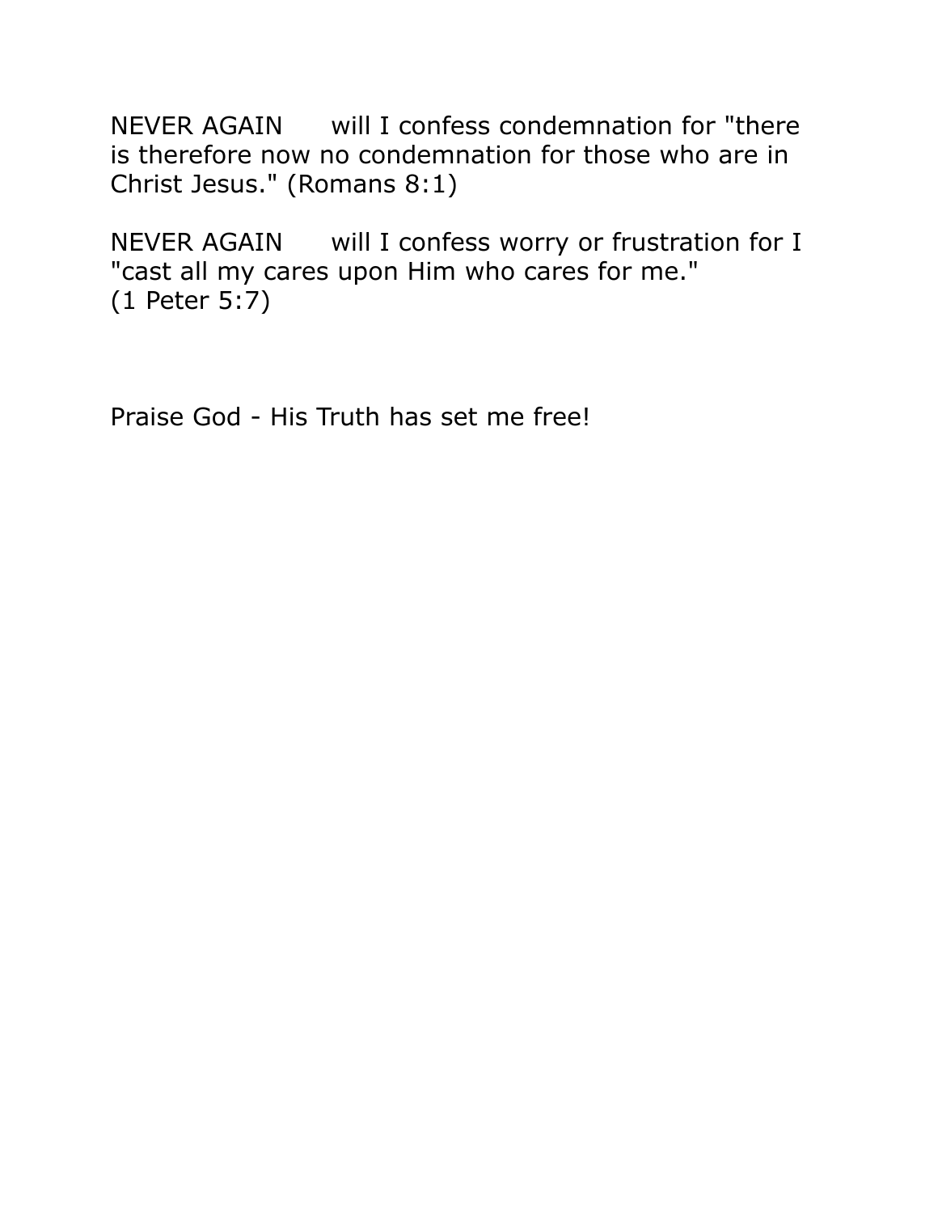NEVER AGAIN will I confess condemnation for "there is therefore now no condemnation for those who are in Christ Jesus." (Romans 8:1)

NEVER AGAIN will I confess worry or frustration for I "cast all my cares upon Him who cares for me." (1 Peter 5:7)

Praise God - His Truth has set me free!